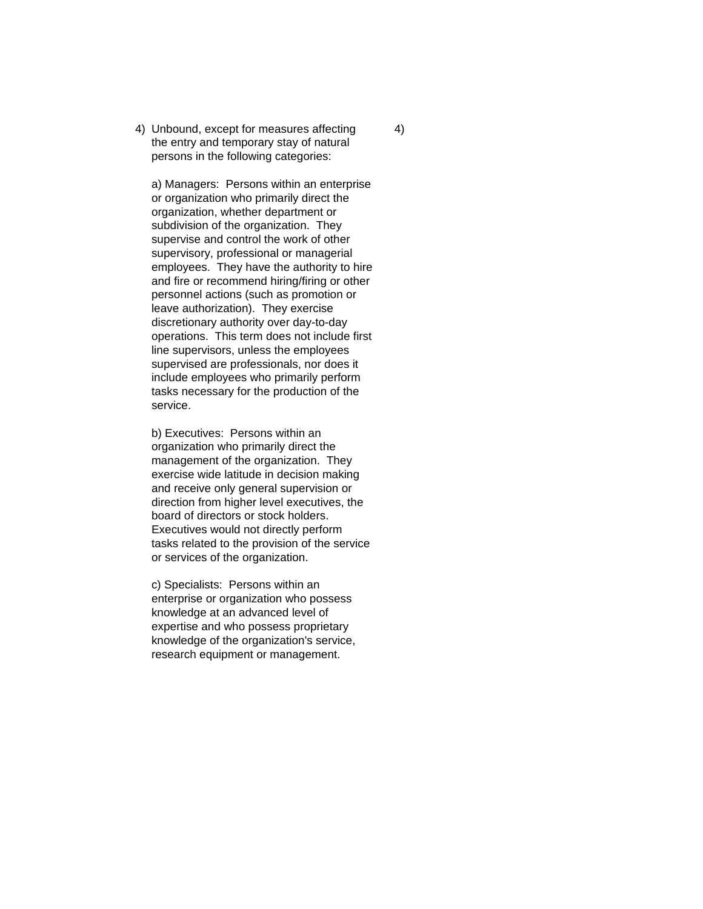| | |
|---|---|
| 4) Unbound, except for measures affecting the entry and temporary stay of natural persons in the following categories:<br><br>a) Managers: Persons within an enterprise or organization who primarily direct the organization, whether department or subdivision of the organization. They supervise and control the work of other supervisory, professional or managerial employees. They have the authority to hire and fire or recommend hiring/firing or other personnel actions (such as promotion or leave authorization). They exercise discretionary authority over day-to-day operations. This term does not include first line supervisors, unless the employees supervised are professionals, nor does it include employees who primarily perform tasks necessary for the production of the service.<br><br>b) Executives: Persons within an organization who primarily direct the management of the organization. They exercise wide latitude in decision making and receive only general supervision or direction from higher level executives, the board of directors or stock holders. Executives would not directly perform tasks related to the provision of the service or services of the organization.<br><br>c) Specialists: Persons within an enterprise or organization who possess knowledge at an advanced level of expertise and who possess proprietary knowledge of the organization's service, research equipment or management. | 4) |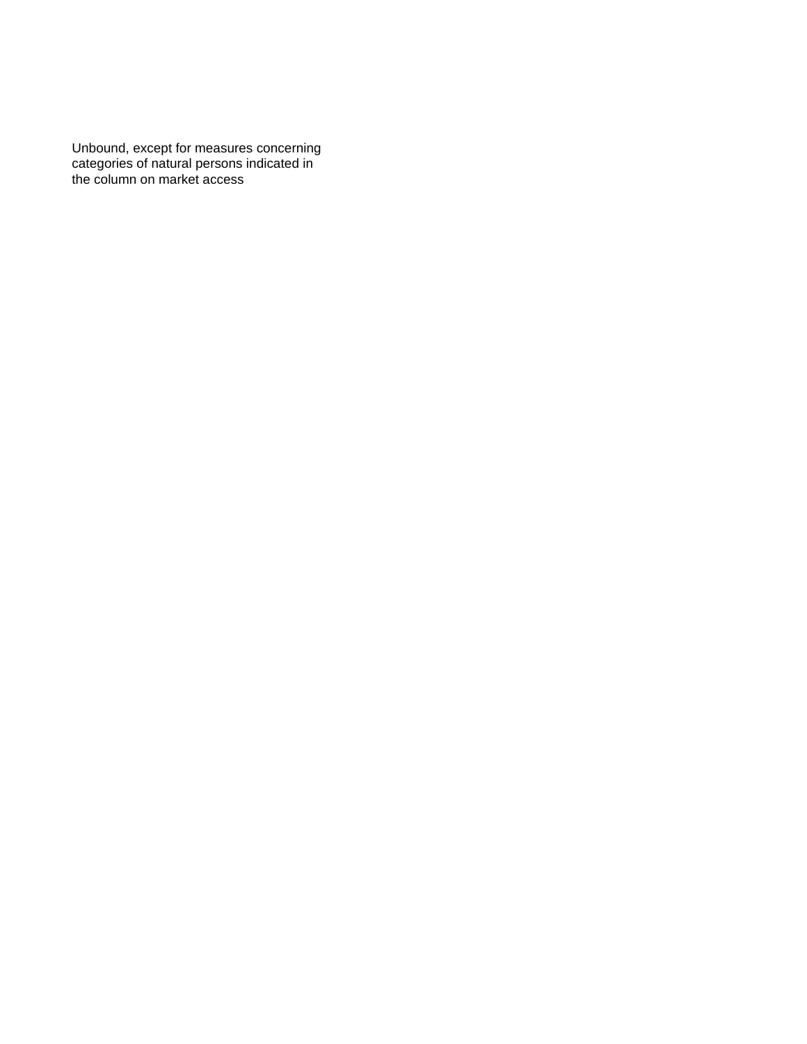Unbound, except for measures concerning categories of natural persons indicated in the column on market access